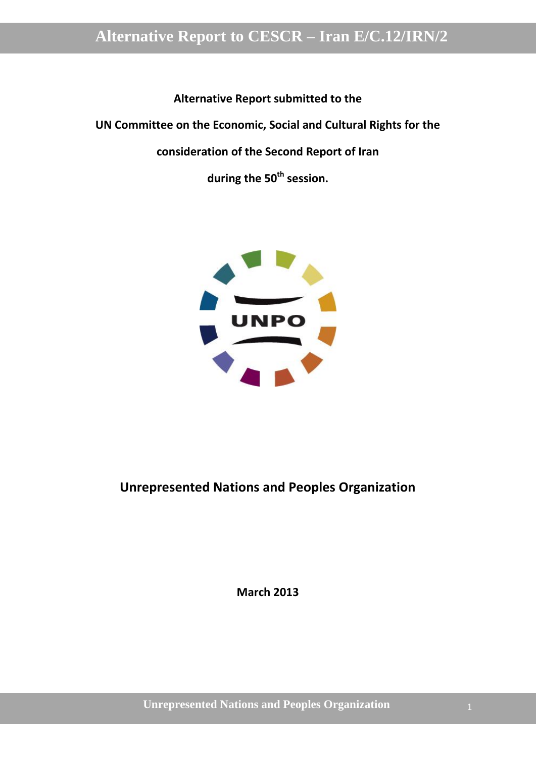**Alternative Report submitted to the**

**UN Committee on the Economic, Social and Cultural Rights for the**

**consideration of the Second Report of Iran**

**during the 50th session.**

UNPO

**Unrepresented Nations and Peoples Organization**

**March 2013**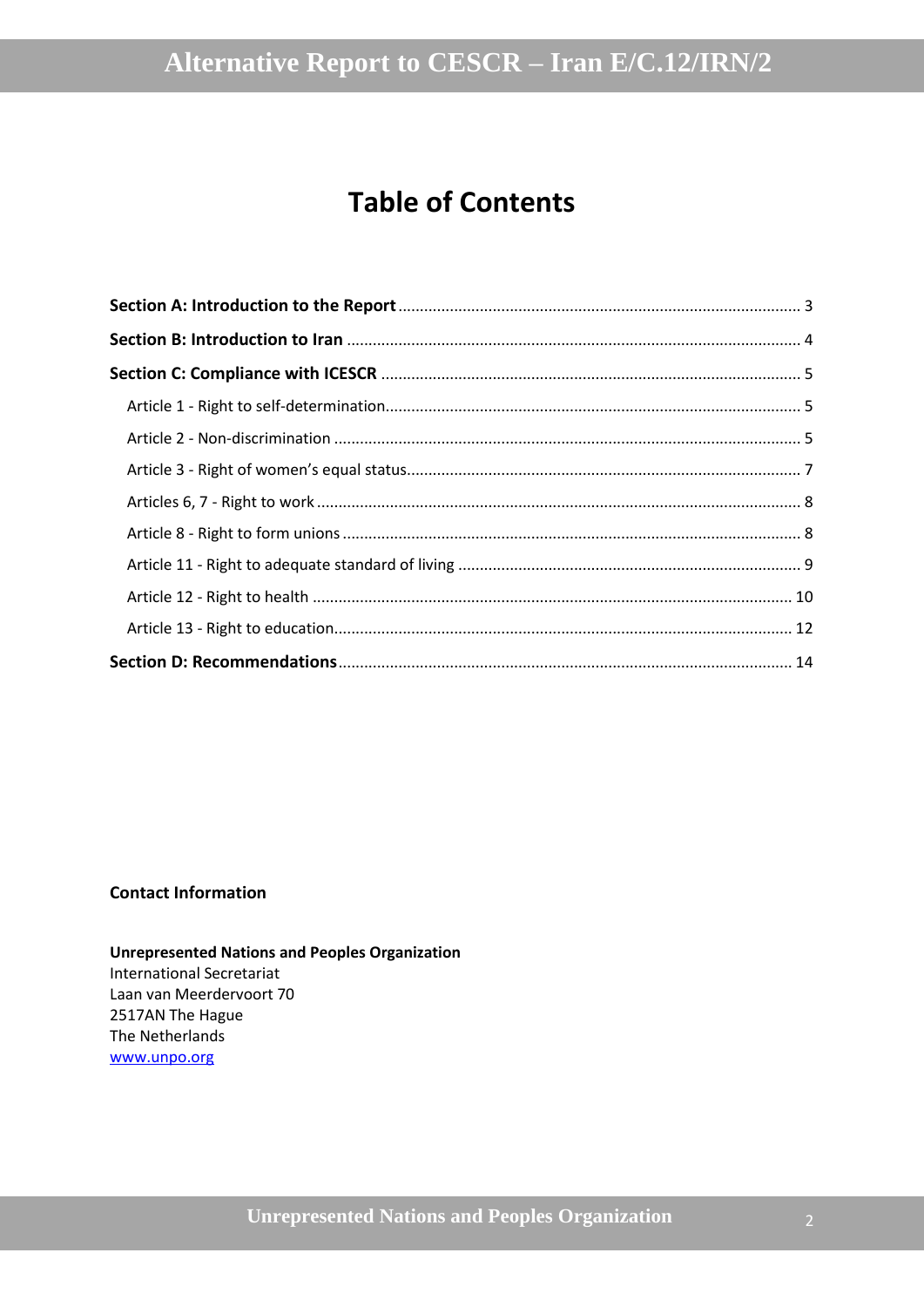# Table of Contents

**Section A: Introduction to the Report** ............................................................................................ 3

**Section B: Introduction to Iran** ........................................................................................................ 4

**Section C: Compliance with ICESCR** ................................................................................................ 5

- Article 1 - Right to self-determination................................................................................................ 5
- Article 2 - Non-discrimination ........................................................................................................... 5
- Article 3 - Right of women's equal status........................................................................................... 7
- Articles 6, 7 - Right to work ............................................................................................................... 8
- Article 8 - Right to form unions .......................................................................................................... 8
- Article 11 - Right to adequate standard of living ............................................................................... 9
- Article 12 - Right to health .............................................................................................................. 10
- Article 13 - Right to education.......................................................................................................... 12

**Section D: Recommendations**........................................................................................................ 14

**Contact Information**

**Unrepresented Nations and Peoples Organization**
International Secretariat
Laan van Meerdervoort 70
2517AN The Hague
The Netherlands
www.unpo.org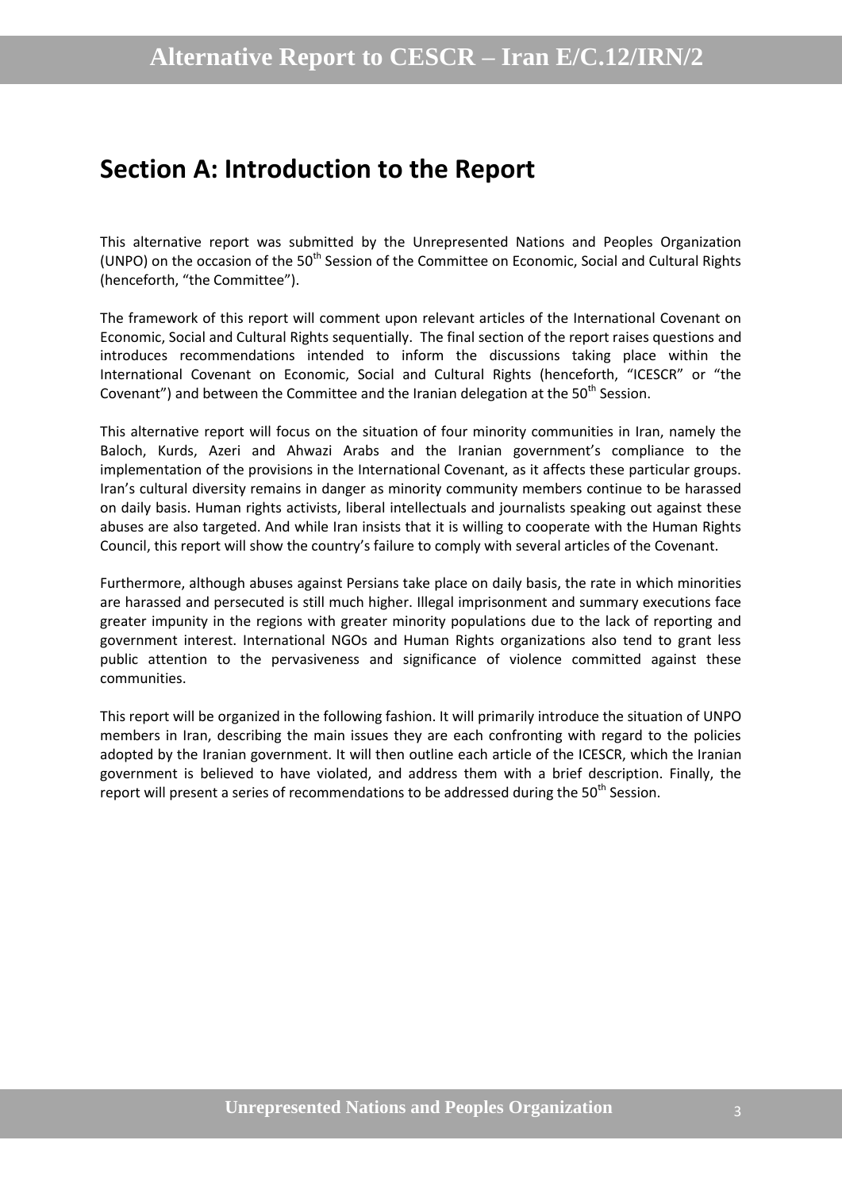## Section A: Introduction to the Report

This alternative report was submitted by the Unrepresented Nations and Peoples Organization (UNPO) on the occasion of the 50th Session of the Committee on Economic, Social and Cultural Rights (henceforth, "the Committee").

The framework of this report will comment upon relevant articles of the International Covenant on Economic, Social and Cultural Rights sequentially. The final section of the report raises questions and introduces recommendations intended to inform the discussions taking place within the International Covenant on Economic, Social and Cultural Rights (henceforth, "ICESCR" or "the Covenant") and between the Committee and the Iranian delegation at the 50th Session.

This alternative report will focus on the situation of four minority communities in Iran, namely the Baloch, Kurds, Azeri and Ahwazi Arabs and the Iranian government's compliance to the implementation of the provisions in the International Covenant, as it affects these particular groups. Iran's cultural diversity remains in danger as minority community members continue to be harassed on daily basis. Human rights activists, liberal intellectuals and journalists speaking out against these abuses are also targeted. And while Iran insists that it is willing to cooperate with the Human Rights Council, this report will show the country's failure to comply with several articles of the Covenant.

Furthermore, although abuses against Persians take place on daily basis, the rate in which minorities are harassed and persecuted is still much higher. Illegal imprisonment and summary executions face greater impunity in the regions with greater minority populations due to the lack of reporting and government interest. International NGOs and Human Rights organizations also tend to grant less public attention to the pervasiveness and significance of violence committed against these communities.

This report will be organized in the following fashion. It will primarily introduce the situation of UNPO members in Iran, describing the main issues they are each confronting with regard to the policies adopted by the Iranian government. It will then outline each article of the ICESCR, which the Iranian government is believed to have violated, and address them with a brief description. Finally, the report will present a series of recommendations to be addressed during the 50th Session.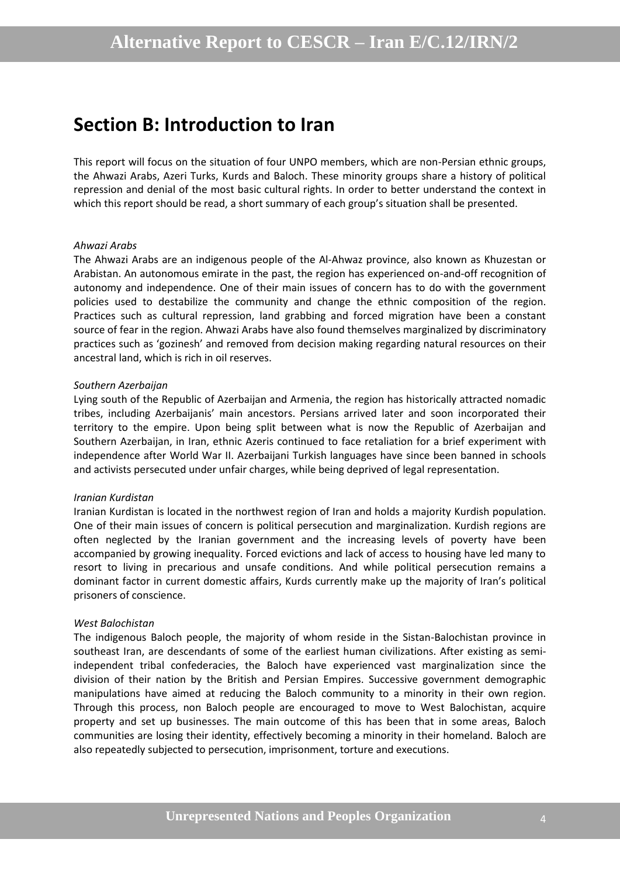## Section B: Introduction to Iran

This report will focus on the situation of four UNPO members, which are non-Persian ethnic groups, the Ahwazi Arabs, Azeri Turks, Kurds and Baloch. These minority groups share a history of political repression and denial of the most basic cultural rights. In order to better understand the context in which this report should be read, a short summary of each group's situation shall be presented.

*Ahwazi Arabs*

The Ahwazi Arabs are an indigenous people of the Al-Ahwaz province, also known as Khuzestan or Arabistan. An autonomous emirate in the past, the region has experienced on-and-off recognition of autonomy and independence. One of their main issues of concern has to do with the government policies used to destabilize the community and change the ethnic composition of the region. Practices such as cultural repression, land grabbing and forced migration have been a constant source of fear in the region. Ahwazi Arabs have also found themselves marginalized by discriminatory practices such as 'gozinesh' and removed from decision making regarding natural resources on their ancestral land, which is rich in oil reserves.

*Southern Azerbaijan*

Lying south of the Republic of Azerbaijan and Armenia, the region has historically attracted nomadic tribes, including Azerbaijanis' main ancestors. Persians arrived later and soon incorporated their territory to the empire. Upon being split between what is now the Republic of Azerbaijan and Southern Azerbaijan, in Iran, ethnic Azeris continued to face retaliation for a brief experiment with independence after World War II. Azerbaijani Turkish languages have since been banned in schools and activists persecuted under unfair charges, while being deprived of legal representation.

*Iranian Kurdistan*

Iranian Kurdistan is located in the northwest region of Iran and holds a majority Kurdish population. One of their main issues of concern is political persecution and marginalization. Kurdish regions are often neglected by the Iranian government and the increasing levels of poverty have been accompanied by growing inequality. Forced evictions and lack of access to housing have led many to resort to living in precarious and unsafe conditions. And while political persecution remains a dominant factor in current domestic affairs, Kurds currently make up the majority of Iran's political prisoners of conscience.

*West Balochistan*

The indigenous Baloch people, the majority of whom reside in the Sistan-Balochistan province in southeast Iran, are descendants of some of the earliest human civilizations. After existing as semi-independent tribal confederacies, the Baloch have experienced vast marginalization since the division of their nation by the British and Persian Empires. Successive government demographic manipulations have aimed at reducing the Baloch community to a minority in their own region. Through this process, non Baloch people are encouraged to move to West Balochistan, acquire property and set up businesses. The main outcome of this has been that in some areas, Baloch communities are losing their identity, effectively becoming a minority in their homeland. Baloch are also repeatedly subjected to persecution, imprisonment, torture and executions.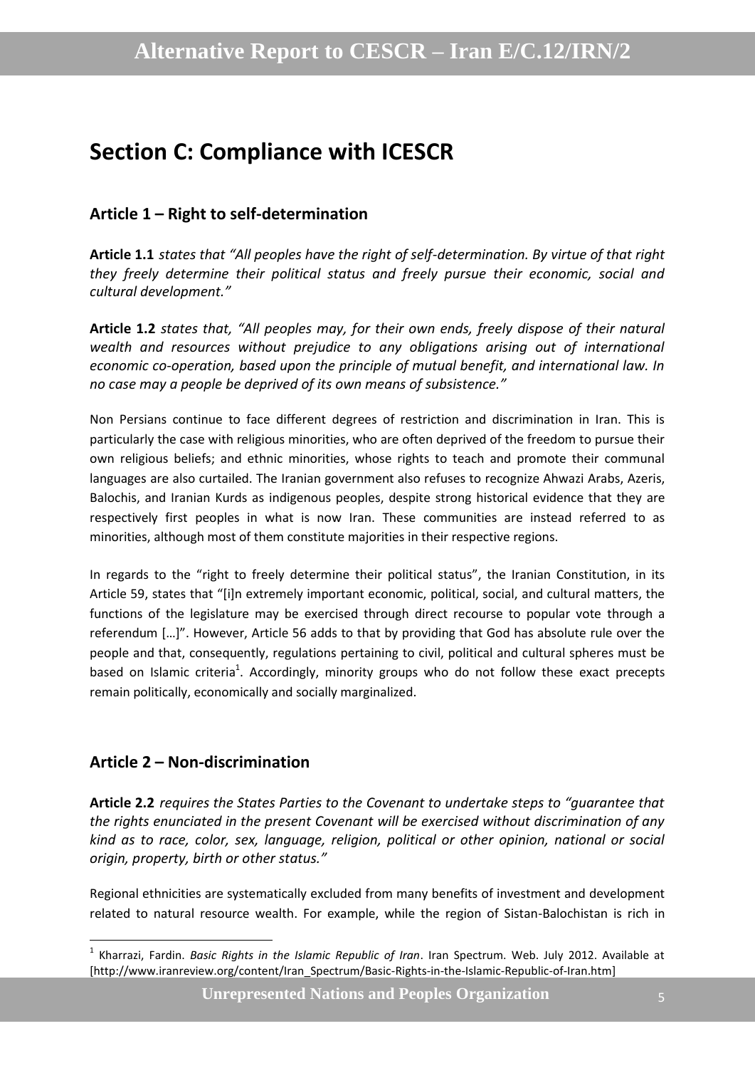# Section C: Compliance with ICESCR

## Article 1 – Right to self-determination

**Article 1.1** *states that "All peoples have the right of self-determination. By virtue of that right they freely determine their political status and freely pursue their economic, social and cultural development."*

**Article 1.2** *states that, "All peoples may, for their own ends, freely dispose of their natural wealth and resources without prejudice to any obligations arising out of international economic co-operation, based upon the principle of mutual benefit, and international law. In no case may a people be deprived of its own means of subsistence."*

Non Persians continue to face different degrees of restriction and discrimination in Iran. This is particularly the case with religious minorities, who are often deprived of the freedom to pursue their own religious beliefs; and ethnic minorities, whose rights to teach and promote their communal languages are also curtailed. The Iranian government also refuses to recognize Ahwazi Arabs, Azeris, Balochis, and Iranian Kurds as indigenous peoples, despite strong historical evidence that they are respectively first peoples in what is now Iran. These communities are instead referred to as minorities, although most of them constitute majorities in their respective regions.

In regards to the "right to freely determine their political status", the Iranian Constitution, in its Article 59, states that "[i]n extremely important economic, political, social, and cultural matters, the functions of the legislature may be exercised through direct recourse to popular vote through a referendum […]". However, Article 56 adds to that by providing that God has absolute rule over the people and that, consequently, regulations pertaining to civil, political and cultural spheres must be based on Islamic criteria[1]. Accordingly, minority groups who do not follow these exact precepts remain politically, economically and socially marginalized.

## Article 2 – Non-discrimination

**Article 2.2** *requires the States Parties to the Covenant to undertake steps to "guarantee that the rights enunciated in the present Covenant will be exercised without discrimination of any kind as to race, color, sex, language, religion, political or other opinion, national or social origin, property, birth or other status."*

Regional ethnicities are systematically excluded from many benefits of investment and development related to natural resource wealth. For example, while the region of Sistan-Balochistan is rich in

[1] Kharrazi, Fardin. *Basic Rights in the Islamic Republic of Iran*. Iran Spectrum. Web. July 2012. Available at [http://www.iranreview.org/content/Iran_Spectrum/Basic-Rights-in-the-Islamic-Republic-of-Iran.htm]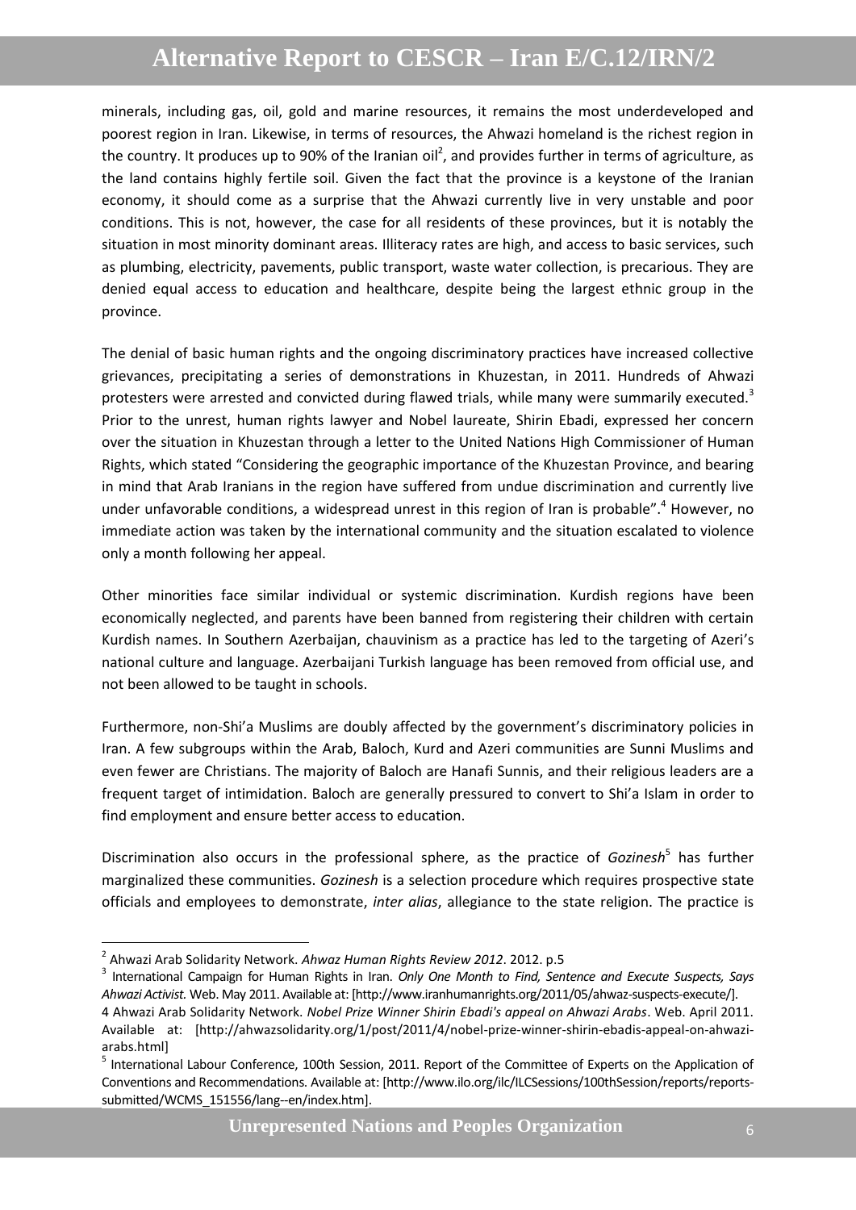minerals, including gas, oil, gold and marine resources, it remains the most underdeveloped and poorest region in Iran. Likewise, in terms of resources, the Ahwazi homeland is the richest region in the country. It produces up to 90% of the Iranian oil[2], and provides further in terms of agriculture, as the land contains highly fertile soil. Given the fact that the province is a keystone of the Iranian economy, it should come as a surprise that the Ahwazi currently live in very unstable and poor conditions. This is not, however, the case for all residents of these provinces, but it is notably the situation in most minority dominant areas. Illiteracy rates are high, and access to basic services, such as plumbing, electricity, pavements, public transport, waste water collection, is precarious. They are denied equal access to education and healthcare, despite being the largest ethnic group in the province.

The denial of basic human rights and the ongoing discriminatory practices have increased collective grievances, precipitating a series of demonstrations in Khuzestan, in 2011. Hundreds of Ahwazi protesters were arrested and convicted during flawed trials, while many were summarily executed.[3] Prior to the unrest, human rights lawyer and Nobel laureate, Shirin Ebadi, expressed her concern over the situation in Khuzestan through a letter to the United Nations High Commissioner of Human Rights, which stated "Considering the geographic importance of the Khuzestan Province, and bearing in mind that Arab Iranians in the region have suffered from undue discrimination and currently live under unfavorable conditions, a widespread unrest in this region of Iran is probable".[4] However, no immediate action was taken by the international community and the situation escalated to violence only a month following her appeal.

Other minorities face similar individual or systemic discrimination. Kurdish regions have been economically neglected, and parents have been banned from registering their children with certain Kurdish names. In Southern Azerbaijan, chauvinism as a practice has led to the targeting of Azeri's national culture and language. Azerbaijani Turkish language has been removed from official use, and not been allowed to be taught in schools.

Furthermore, non-Shi'a Muslims are doubly affected by the government's discriminatory policies in Iran. A few subgroups within the Arab, Baloch, Kurd and Azeri communities are Sunni Muslims and even fewer are Christians. The majority of Baloch are Hanafi Sunnis, and their religious leaders are a frequent target of intimidation. Baloch are generally pressured to convert to Shi'a Islam in order to find employment and ensure better access to education.

Discrimination also occurs in the professional sphere, as the practice of *Gozinesh*[5] has further marginalized these communities. *Gozinesh* is a selection procedure which requires prospective state officials and employees to demonstrate, *inter alias*, allegiance to the state religion. The practice is

---

[2] Ahwazi Arab Solidarity Network. *Ahwaz Human Rights Review 2012*. 2012. p.5

[3] International Campaign for Human Rights in Iran. *Only One Month to Find, Sentence and Execute Suspects, Says Ahwazi Activist.* Web. May 2011. Available at: [http://www.iranhumanrights.org/2011/05/ahwaz-suspects-execute/].

[4] Ahwazi Arab Solidarity Network. *Nobel Prize Winner Shirin Ebadi's appeal on Ahwazi Arabs*. Web. April 2011. Available at: [http://ahwazsolidarity.org/1/post/2011/4/nobel-prize-winner-shirin-ebadis-appeal-on-ahwazi-arabs.html]

[5] International Labour Conference, 100th Session, 2011. Report of the Committee of Experts on the Application of Conventions and Recommendations. Available at: [http://www.ilo.org/ilc/ILCSessions/100thSession/reports/reports-submitted/WCMS_151556/lang--en/index.htm].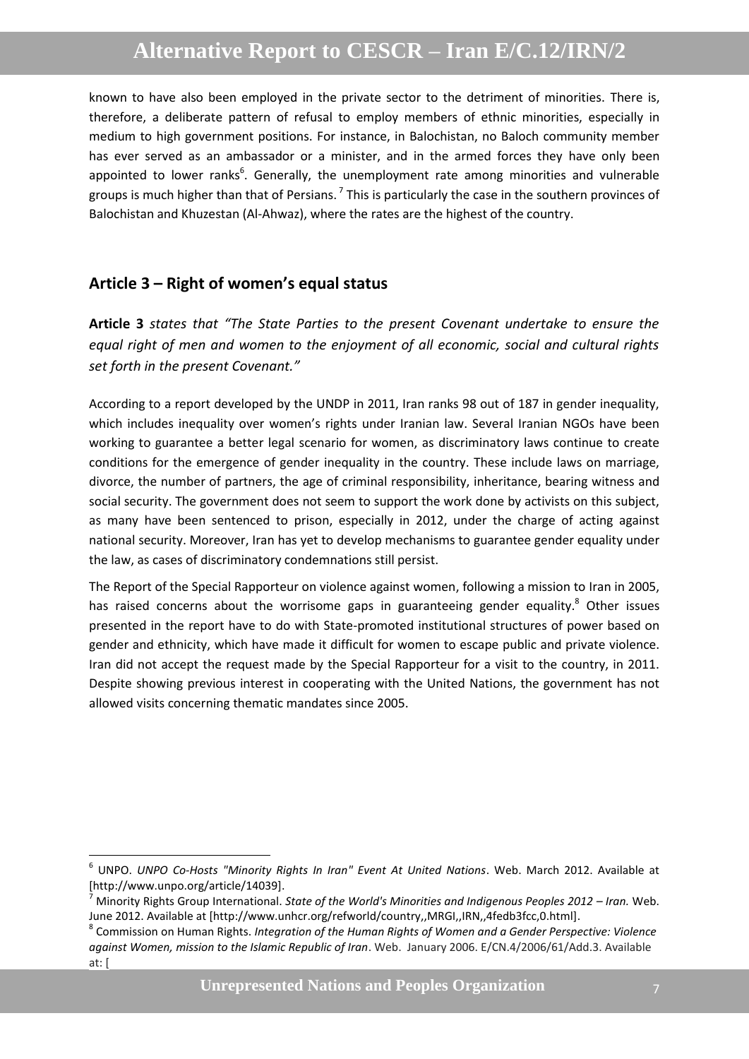known to have also been employed in the private sector to the detriment of minorities. There is, therefore, a deliberate pattern of refusal to employ members of ethnic minorities, especially in medium to high government positions. For instance, in Balochistan, no Baloch community member has ever served as an ambassador or a minister, and in the armed forces they have only been appointed to lower ranks[6]. Generally, the unemployment rate among minorities and vulnerable groups is much higher than that of Persians.[7] This is particularly the case in the southern provinces of Balochistan and Khuzestan (Al-Ahwaz), where the rates are the highest of the country.

## Article 3 – Right of women's equal status

**Article 3** *states that "The State Parties to the present Covenant undertake to ensure the equal right of men and women to the enjoyment of all economic, social and cultural rights set forth in the present Covenant."*

According to a report developed by the UNDP in 2011, Iran ranks 98 out of 187 in gender inequality, which includes inequality over women's rights under Iranian law. Several Iranian NGOs have been working to guarantee a better legal scenario for women, as discriminatory laws continue to create conditions for the emergence of gender inequality in the country. These include laws on marriage, divorce, the number of partners, the age of criminal responsibility, inheritance, bearing witness and social security. The government does not seem to support the work done by activists on this subject, as many have been sentenced to prison, especially in 2012, under the charge of acting against national security. Moreover, Iran has yet to develop mechanisms to guarantee gender equality under the law, as cases of discriminatory condemnations still persist.

The Report of the Special Rapporteur on violence against women, following a mission to Iran in 2005, has raised concerns about the worrisome gaps in guaranteeing gender equality.[8] Other issues presented in the report have to do with State-promoted institutional structures of power based on gender and ethnicity, which have made it difficult for women to escape public and private violence. Iran did not accept the request made by the Special Rapporteur for a visit to the country, in 2011. Despite showing previous interest in cooperating with the United Nations, the government has not allowed visits concerning thematic mandates since 2005.

---

[6] UNPO. *UNPO Co-Hosts "Minority Rights In Iran" Event At United Nations*. Web. March 2012. Available at [http://www.unpo.org/article/14039].

[7] Minority Rights Group International. *State of the World's Minorities and Indigenous Peoples 2012 – Iran.* Web. June 2012. Available at [http://www.unhcr.org/refworld/country,,MRGI,,IRN,,4fedb3fcc,0.html].

[8] Commission on Human Rights. *Integration of the Human Rights of Women and a Gender Perspective: Violence against Women, mission to the Islamic Republic of Iran*. Web. January 2006. E/CN.4/2006/61/Add.3. Available at: [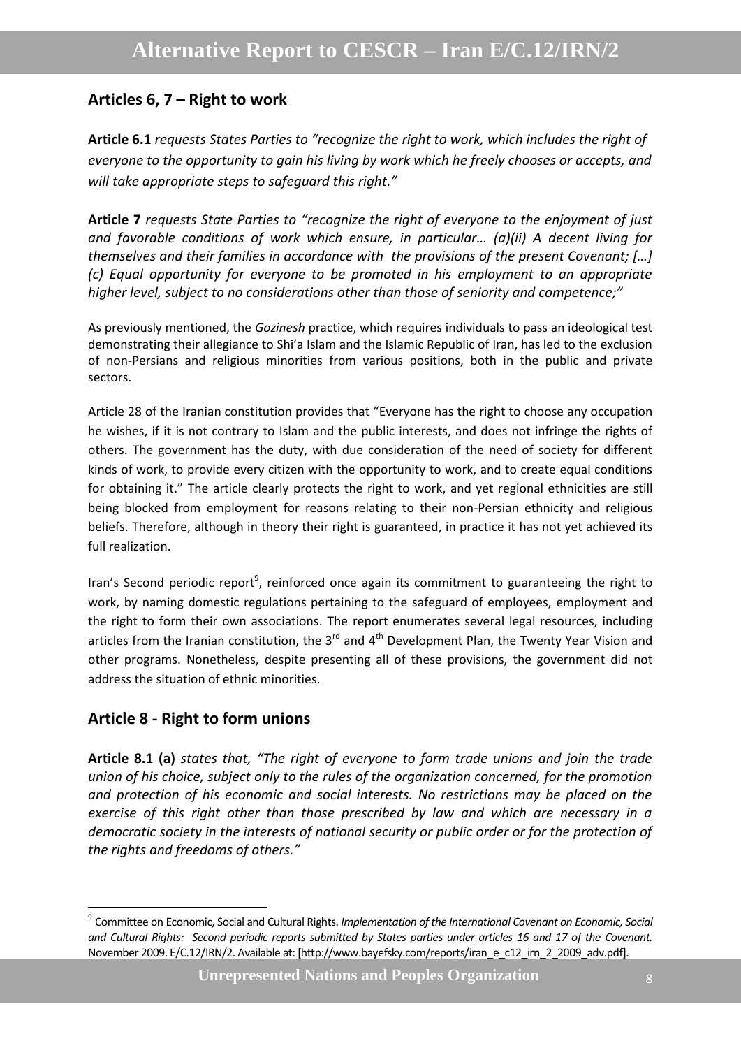## Articles 6, 7 – Right to work

**Article 6.1** *requests States Parties to "recognize the right to work, which includes the right of everyone to the opportunity to gain his living by work which he freely chooses or accepts, and will take appropriate steps to safeguard this right."*

**Article 7** *requests State Parties to "recognize the right of everyone to the enjoyment of just and favorable conditions of work which ensure, in particular… (a)(ii) A decent living for themselves and their families in accordance with the provisions of the present Covenant; […] (c) Equal opportunity for everyone to be promoted in his employment to an appropriate higher level, subject to no considerations other than those of seniority and competence;"*

As previously mentioned, the *Gozinesh* practice, which requires individuals to pass an ideological test demonstrating their allegiance to Shi'a Islam and the Islamic Republic of Iran, has led to the exclusion of non-Persians and religious minorities from various positions, both in the public and private sectors.

Article 28 of the Iranian constitution provides that "Everyone has the right to choose any occupation he wishes, if it is not contrary to Islam and the public interests, and does not infringe the rights of others. The government has the duty, with due consideration of the need of society for different kinds of work, to provide every citizen with the opportunity to work, and to create equal conditions for obtaining it." The article clearly protects the right to work, and yet regional ethnicities are still being blocked from employment for reasons relating to their non-Persian ethnicity and religious beliefs. Therefore, although in theory their right is guaranteed, in practice it has not yet achieved its full realization.

Iran's Second periodic report[9], reinforced once again its commitment to guaranteeing the right to work, by naming domestic regulations pertaining to the safeguard of employees, employment and the right to form their own associations. The report enumerates several legal resources, including articles from the Iranian constitution, the 3rd and 4th Development Plan, the Twenty Year Vision and other programs. Nonetheless, despite presenting all of these provisions, the government did not address the situation of ethnic minorities.

## Article 8 - Right to form unions

**Article 8.1 (a)** *states that, "The right of everyone to form trade unions and join the trade union of his choice, subject only to the rules of the organization concerned, for the promotion and protection of his economic and social interests. No restrictions may be placed on the exercise of this right other than those prescribed by law and which are necessary in a democratic society in the interests of national security or public order or for the protection of the rights and freedoms of others."*

---

[9] Committee on Economic, Social and Cultural Rights. *Implementation of the International Covenant on Economic, Social and Cultural Rights: Second periodic reports submitted by States parties under articles 16 and 17 of the Covenant.* November 2009. E/C.12/IRN/2. Available at: [http://www.bayefsky.com/reports/iran_e_c12_irn_2_2009_adv.pdf].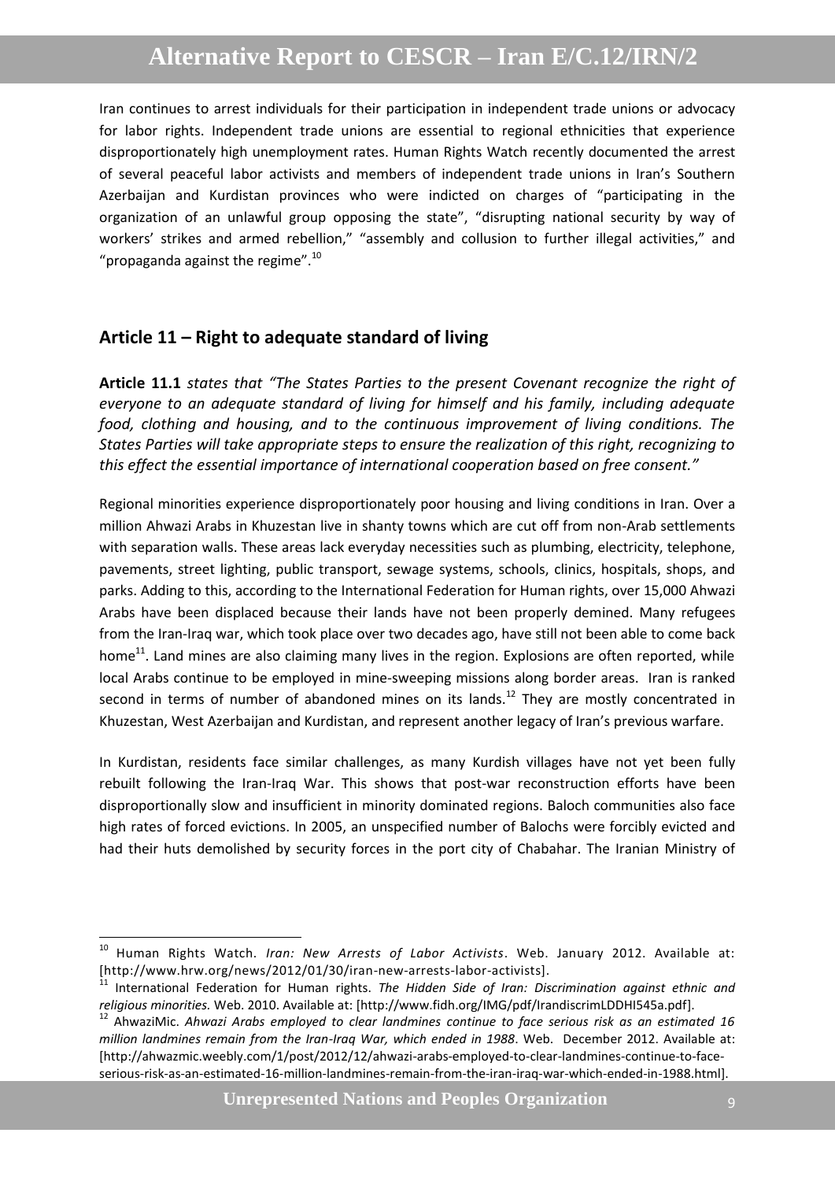Iran continues to arrest individuals for their participation in independent trade unions or advocacy for labor rights. Independent trade unions are essential to regional ethnicities that experience disproportionately high unemployment rates. Human Rights Watch recently documented the arrest of several peaceful labor activists and members of independent trade unions in Iran's Southern Azerbaijan and Kurdistan provinces who were indicted on charges of "participating in the organization of an unlawful group opposing the state", "disrupting national security by way of workers' strikes and armed rebellion," "assembly and collusion to further illegal activities," and "propaganda against the regime".[10]

## Article 11 – Right to adequate standard of living

**Article 11.1** *states that "The States Parties to the present Covenant recognize the right of everyone to an adequate standard of living for himself and his family, including adequate food, clothing and housing, and to the continuous improvement of living conditions. The States Parties will take appropriate steps to ensure the realization of this right, recognizing to this effect the essential importance of international cooperation based on free consent."*

Regional minorities experience disproportionately poor housing and living conditions in Iran. Over a million Ahwazi Arabs in Khuzestan live in shanty towns which are cut off from non-Arab settlements with separation walls. These areas lack everyday necessities such as plumbing, electricity, telephone, pavements, street lighting, public transport, sewage systems, schools, clinics, hospitals, shops, and parks. Adding to this, according to the International Federation for Human rights, over 15,000 Ahwazi Arabs have been displaced because their lands have not been properly demined. Many refugees from the Iran-Iraq war, which took place over two decades ago, have still not been able to come back home[11]. Land mines are also claiming many lives in the region. Explosions are often reported, while local Arabs continue to be employed in mine-sweeping missions along border areas. Iran is ranked second in terms of number of abandoned mines on its lands.[12] They are mostly concentrated in Khuzestan, West Azerbaijan and Kurdistan, and represent another legacy of Iran's previous warfare.

In Kurdistan, residents face similar challenges, as many Kurdish villages have not yet been fully rebuilt following the Iran-Iraq War. This shows that post-war reconstruction efforts have been disproportionally slow and insufficient in minority dominated regions. Baloch communities also face high rates of forced evictions. In 2005, an unspecified number of Balochs were forcibly evicted and had their huts demolished by security forces in the port city of Chabahar. The Iranian Ministry of

---

[10] Human Rights Watch. *Iran: New Arrests of Labor Activists*. Web. January 2012. Available at: [http://www.hrw.org/news/2012/01/30/iran-new-arrests-labor-activists].

[11] International Federation for Human rights. *The Hidden Side of Iran: Discrimination against ethnic and religious minorities.* Web. 2010. Available at: [http://www.fidh.org/IMG/pdf/IrandiscrimLDDHI545a.pdf].

[12] AhwaziMic. *Ahwazi Arabs employed to clear landmines continue to face serious risk as an estimated 16 million landmines remain from the Iran-Iraq War, which ended in 1988*. Web. December 2012. Available at: [http://ahwazmic.weebly.com/1/post/2012/12/ahwazi-arabs-employed-to-clear-landmines-continue-to-face-serious-risk-as-an-estimated-16-million-landmines-remain-from-the-iran-iraq-war-which-ended-in-1988.html].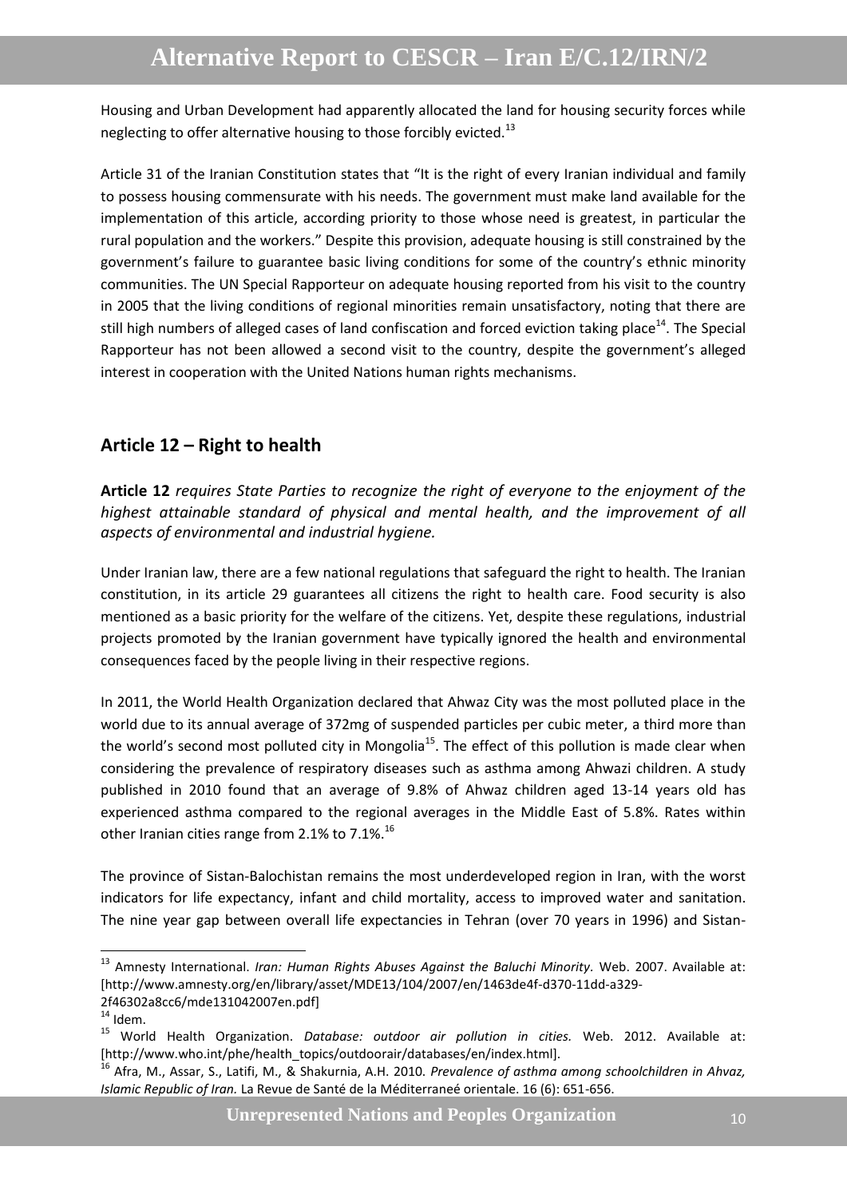Housing and Urban Development had apparently allocated the land for housing security forces while neglecting to offer alternative housing to those forcibly evicted.[13]

Article 31 of the Iranian Constitution states that "It is the right of every Iranian individual and family to possess housing commensurate with his needs. The government must make land available for the implementation of this article, according priority to those whose need is greatest, in particular the rural population and the workers." Despite this provision, adequate housing is still constrained by the government's failure to guarantee basic living conditions for some of the country's ethnic minority communities. The UN Special Rapporteur on adequate housing reported from his visit to the country in 2005 that the living conditions of regional minorities remain unsatisfactory, noting that there are still high numbers of alleged cases of land confiscation and forced eviction taking place[14]. The Special Rapporteur has not been allowed a second visit to the country, despite the government's alleged interest in cooperation with the United Nations human rights mechanisms.

## Article 12 – Right to health

**Article 12** *requires State Parties to recognize the right of everyone to the enjoyment of the highest attainable standard of physical and mental health, and the improvement of all aspects of environmental and industrial hygiene.*

Under Iranian law, there are a few national regulations that safeguard the right to health. The Iranian constitution, in its article 29 guarantees all citizens the right to health care. Food security is also mentioned as a basic priority for the welfare of the citizens. Yet, despite these regulations, industrial projects promoted by the Iranian government have typically ignored the health and environmental consequences faced by the people living in their respective regions.

In 2011, the World Health Organization declared that Ahwaz City was the most polluted place in the world due to its annual average of 372mg of suspended particles per cubic meter, a third more than the world's second most polluted city in Mongolia[15]. The effect of this pollution is made clear when considering the prevalence of respiratory diseases such as asthma among Ahwazi children. A study published in 2010 found that an average of 9.8% of Ahwaz children aged 13-14 years old has experienced asthma compared to the regional averages in the Middle East of 5.8%. Rates within other Iranian cities range from 2.1% to 7.1%.[16]

The province of Sistan-Balochistan remains the most underdeveloped region in Iran, with the worst indicators for life expectancy, infant and child mortality, access to improved water and sanitation. The nine year gap between overall life expectancies in Tehran (over 70 years in 1996) and Sistan-

---

[13] Amnesty International. *Iran: Human Rights Abuses Against the Baluchi Minority*. Web. 2007. Available at: [http://www.amnesty.org/en/library/asset/MDE13/104/2007/en/1463de4f-d370-11dd-a329-2f46302a8cc6/mde131042007en.pdf]

[14] Idem.

[15] World Health Organization. *Database: outdoor air pollution in cities*. Web. 2012. Available at: [http://www.who.int/phe/health_topics/outdoorair/databases/en/index.html].

[16] Afra, M., Assar, S., Latifi, M., & Shakurnia, A.H. 2010. *Prevalence of asthma among schoolchildren in Ahvaz, Islamic Republic of Iran.* La Revue de Santé de la Méditerraneé orientale. 16 (6): 651-656.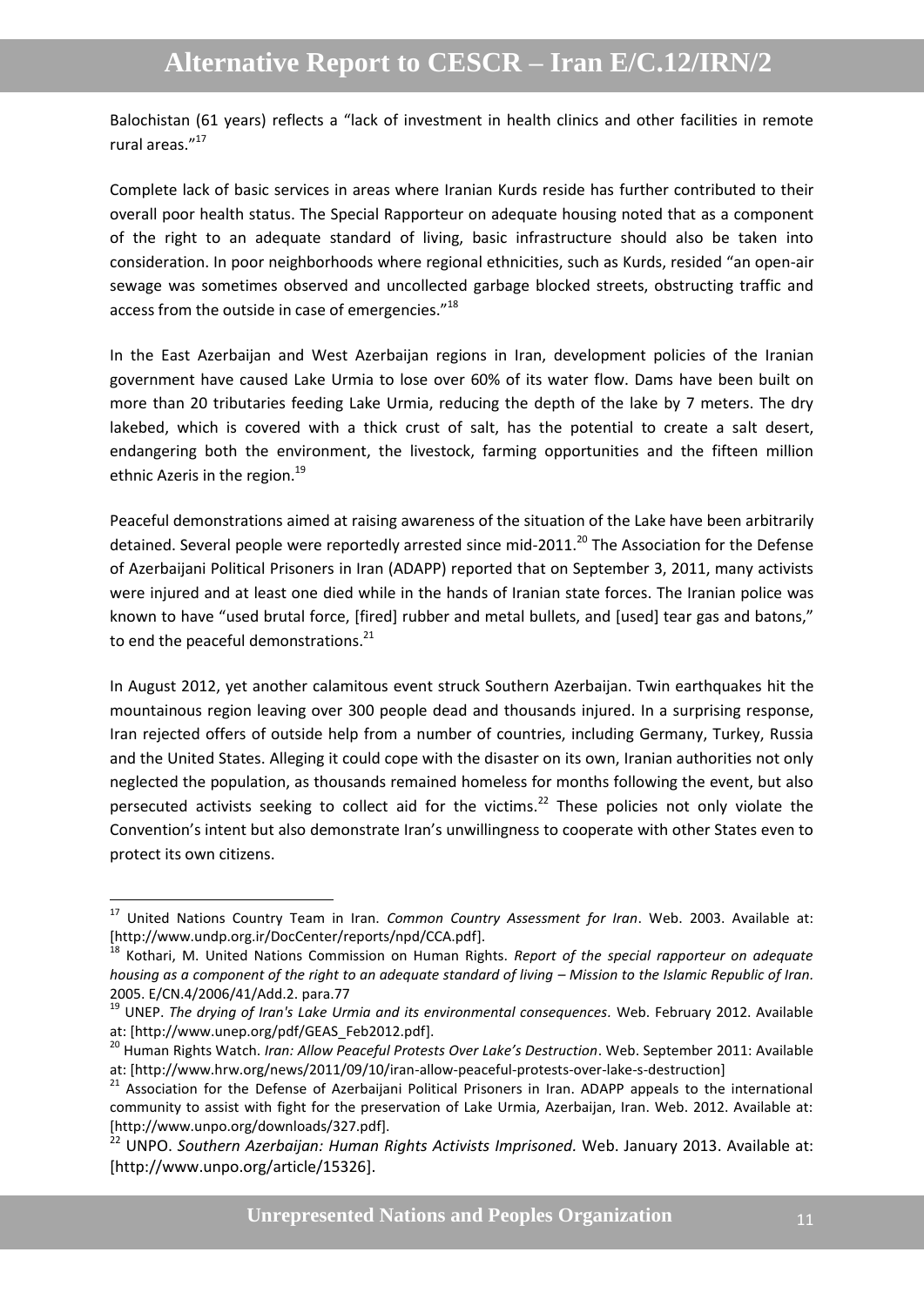Balochistan (61 years) reflects a "lack of investment in health clinics and other facilities in remote rural areas."[17]

Complete lack of basic services in areas where Iranian Kurds reside has further contributed to their overall poor health status. The Special Rapporteur on adequate housing noted that as a component of the right to an adequate standard of living, basic infrastructure should also be taken into consideration. In poor neighborhoods where regional ethnicities, such as Kurds, resided "an open-air sewage was sometimes observed and uncollected garbage blocked streets, obstructing traffic and access from the outside in case of emergencies."[18]

In the East Azerbaijan and West Azerbaijan regions in Iran, development policies of the Iranian government have caused Lake Urmia to lose over 60% of its water flow. Dams have been built on more than 20 tributaries feeding Lake Urmia, reducing the depth of the lake by 7 meters. The dry lakebed, which is covered with a thick crust of salt, has the potential to create a salt desert, endangering both the environment, the livestock, farming opportunities and the fifteen million ethnic Azeris in the region.[19]

Peaceful demonstrations aimed at raising awareness of the situation of the Lake have been arbitrarily detained. Several people were reportedly arrested since mid-2011.[20] The Association for the Defense of Azerbaijani Political Prisoners in Iran (ADAPP) reported that on September 3, 2011, many activists were injured and at least one died while in the hands of Iranian state forces. The Iranian police was known to have "used brutal force, [fired] rubber and metal bullets, and [used] tear gas and batons," to end the peaceful demonstrations.[21]

In August 2012, yet another calamitous event struck Southern Azerbaijan. Twin earthquakes hit the mountainous region leaving over 300 people dead and thousands injured. In a surprising response, Iran rejected offers of outside help from a number of countries, including Germany, Turkey, Russia and the United States. Alleging it could cope with the disaster on its own, Iranian authorities not only neglected the population, as thousands remained homeless for months following the event, but also persecuted activists seeking to collect aid for the victims.[22] These policies not only violate the Convention's intent but also demonstrate Iran's unwillingness to cooperate with other States even to protect its own citizens.

---

[17] United Nations Country Team in Iran. *Common Country Assessment for Iran*. Web. 2003. Available at: [http://www.undp.org.ir/DocCenter/reports/npd/CCA.pdf].

[18] Kothari, M. United Nations Commission on Human Rights. *Report of the special rapporteur on adequate housing as a component of the right to an adequate standard of living – Mission to the Islamic Republic of Iran.* 2005. E/CN.4/2006/41/Add.2. para.77

[19] UNEP. *The drying of Iran's Lake Urmia and its environmental consequences*. Web. February 2012. Available at: [http://www.unep.org/pdf/GEAS_Feb2012.pdf].

[20] Human Rights Watch. *Iran: Allow Peaceful Protests Over Lake's Destruction*. Web. September 2011: Available at: [http://www.hrw.org/news/2011/09/10/iran-allow-peaceful-protests-over-lake-s-destruction]

[21] Association for the Defense of Azerbaijani Political Prisoners in Iran. ADAPP appeals to the international community to assist with fight for the preservation of Lake Urmia, Azerbaijan, Iran. Web. 2012. Available at: [http://www.unpo.org/downloads/327.pdf].

[22] UNPO. *Southern Azerbaijan: Human Rights Activists Imprisoned.* Web. January 2013. Available at: [http://www.unpo.org/article/15326].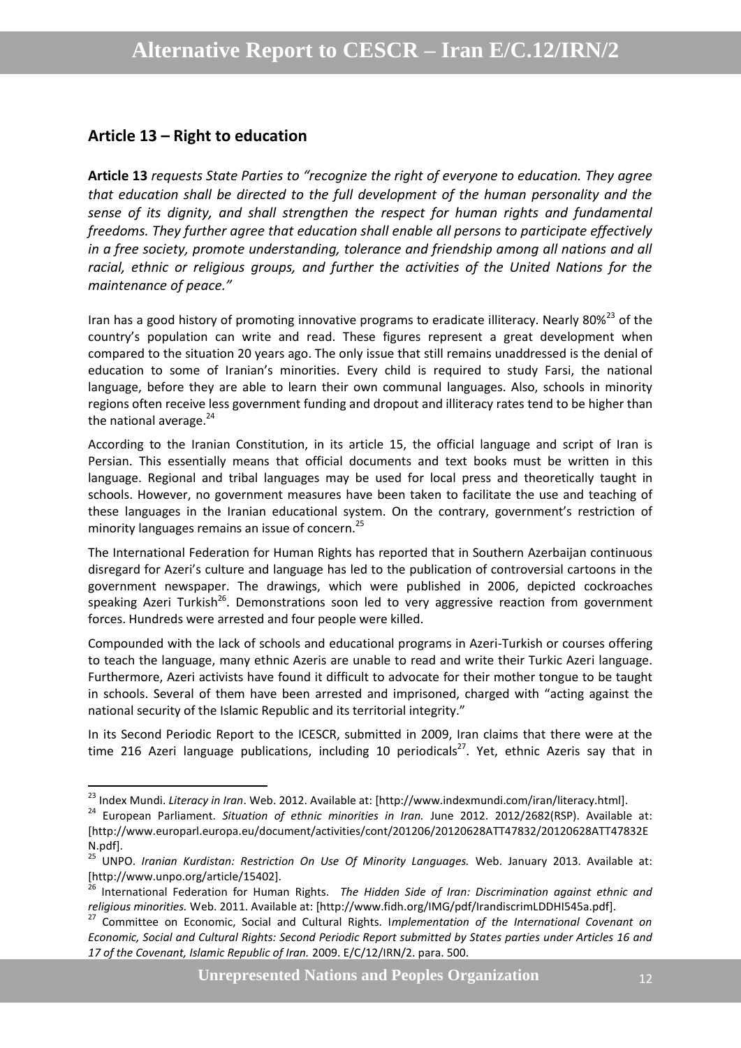## Article 13 – Right to education

**Article 13** *requests State Parties to "recognize the right of everyone to education. They agree that education shall be directed to the full development of the human personality and the sense of its dignity, and shall strengthen the respect for human rights and fundamental freedoms. They further agree that education shall enable all persons to participate effectively in a free society, promote understanding, tolerance and friendship among all nations and all racial, ethnic or religious groups, and further the activities of the United Nations for the maintenance of peace."*

Iran has a good history of promoting innovative programs to eradicate illiteracy. Nearly 80%[23] of the country's population can write and read. These figures represent a great development when compared to the situation 20 years ago. The only issue that still remains unaddressed is the denial of education to some of Iranian's minorities. Every child is required to study Farsi, the national language, before they are able to learn their own communal languages. Also, schools in minority regions often receive less government funding and dropout and illiteracy rates tend to be higher than the national average.[24]

According to the Iranian Constitution, in its article 15, the official language and script of Iran is Persian. This essentially means that official documents and text books must be written in this language. Regional and tribal languages may be used for local press and theoretically taught in schools. However, no government measures have been taken to facilitate the use and teaching of these languages in the Iranian educational system. On the contrary, government's restriction of minority languages remains an issue of concern.[25]

The International Federation for Human Rights has reported that in Southern Azerbaijan continuous disregard for Azeri's culture and language has led to the publication of controversial cartoons in the government newspaper. The drawings, which were published in 2006, depicted cockroaches speaking Azeri Turkish[26]. Demonstrations soon led to very aggressive reaction from government forces. Hundreds were arrested and four people were killed.

Compounded with the lack of schools and educational programs in Azeri-Turkish or courses offering to teach the language, many ethnic Azeris are unable to read and write their Turkic Azeri language. Furthermore, Azeri activists have found it difficult to advocate for their mother tongue to be taught in schools. Several of them have been arrested and imprisoned, charged with "acting against the national security of the Islamic Republic and its territorial integrity."

In its Second Periodic Report to the ICESCR, submitted in 2009, Iran claims that there were at the time 216 Azeri language publications, including 10 periodicals[27]. Yet, ethnic Azeris say that in

---

[23] Index Mundi. *Literacy in Iran*. Web. 2012. Available at: [http://www.indexmundi.com/iran/literacy.html].

[24] European Parliament. *Situation of ethnic minorities in Iran.* June 2012. 2012/2682(RSP). Available at: [http://www.europarl.europa.eu/document/activities/cont/201206/20120628ATT47832/20120628ATT47832EN.pdf].

[25] UNPO. *Iranian Kurdistan: Restriction On Use Of Minority Languages.* Web. January 2013. Available at: [http://www.unpo.org/article/15402].

[26] International Federation for Human Rights. *The Hidden Side of Iran: Discrimination against ethnic and religious minorities.* Web. 2011. Available at: [http://www.fidh.org/IMG/pdf/IrandiscrimLDDHI545a.pdf].

[27] Committee on Economic, Social and Cultural Rights. I*mplementation of the International Covenant on Economic, Social and Cultural Rights: Second Periodic Report submitted by States parties under Articles 16 and 17 of the Covenant, Islamic Republic of Iran.* 2009. E/C/12/IRN/2. para. 500.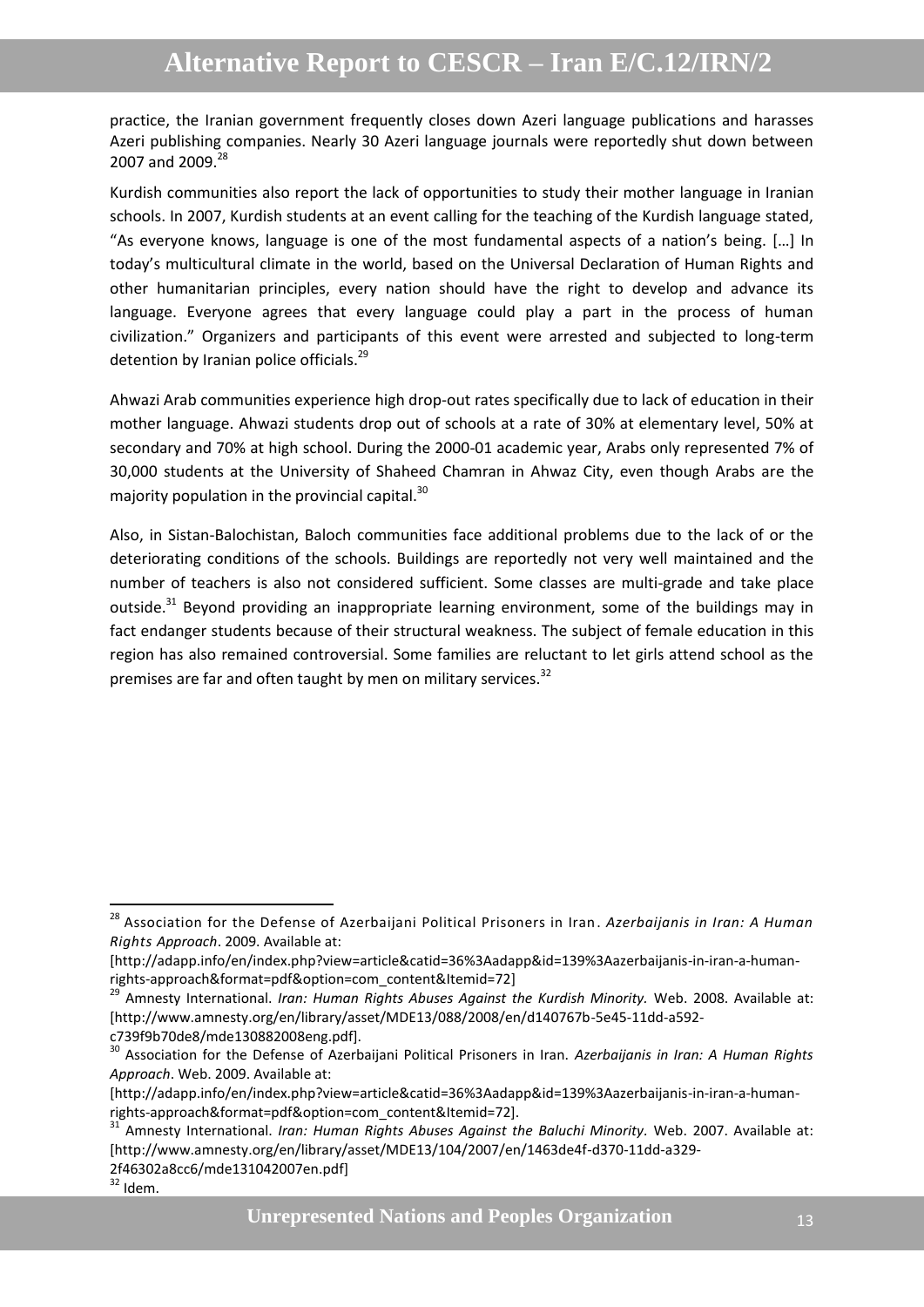practice, the Iranian government frequently closes down Azeri language publications and harasses Azeri publishing companies. Nearly 30 Azeri language journals were reportedly shut down between 2007 and 2009.[28]

Kurdish communities also report the lack of opportunities to study their mother language in Iranian schools. In 2007, Kurdish students at an event calling for the teaching of the Kurdish language stated, "As everyone knows, language is one of the most fundamental aspects of a nation's being. […] In today's multicultural climate in the world, based on the Universal Declaration of Human Rights and other humanitarian principles, every nation should have the right to develop and advance its language. Everyone agrees that every language could play a part in the process of human civilization." Organizers and participants of this event were arrested and subjected to long-term detention by Iranian police officials.[29]

Ahwazi Arab communities experience high drop-out rates specifically due to lack of education in their mother language. Ahwazi students drop out of schools at a rate of 30% at elementary level, 50% at secondary and 70% at high school. During the 2000-01 academic year, Arabs only represented 7% of 30,000 students at the University of Shaheed Chamran in Ahwaz City, even though Arabs are the majority population in the provincial capital.[30]

Also, in Sistan-Balochistan, Baloch communities face additional problems due to the lack of or the deteriorating conditions of the schools. Buildings are reportedly not very well maintained and the number of teachers is also not considered sufficient. Some classes are multi-grade and take place outside.[31] Beyond providing an inappropriate learning environment, some of the buildings may in fact endanger students because of their structural weakness. The subject of female education in this region has also remained controversial. Some families are reluctant to let girls attend school as the premises are far and often taught by men on military services.[32]

---

[28] Association for the Defense of Azerbaijani Political Prisoners in Iran. *Azerbaijanis in Iran: A Human Rights Approach*. 2009. Available at: [http://adapp.info/en/index.php?view=article&catid=36%3Aadapp&id=139%3Aazerbaijanis-in-iran-a-human-rights-approach&format=pdf&option=com_content&Itemid=72]

[29] Amnesty International. *Iran: Human Rights Abuses Against the Kurdish Minority.* Web. 2008. Available at: [http://www.amnesty.org/en/library/asset/MDE13/088/2008/en/d140767b-5e45-11dd-a592-c739f9b70de8/mde130882008eng.pdf].

[30] Association for the Defense of Azerbaijani Political Prisoners in Iran. *Azerbaijanis in Iran: A Human Rights Approach*. Web. 2009. Available at: [http://adapp.info/en/index.php?view=article&catid=36%3Aadapp&id=139%3Aazerbaijanis-in-iran-a-human-rights-approach&format=pdf&option=com_content&Itemid=72].

[31] Amnesty International. *Iran: Human Rights Abuses Against the Baluchi Minority.* Web. 2007. Available at: [http://www.amnesty.org/en/library/asset/MDE13/104/2007/en/1463de4f-d370-11dd-a329-2f46302a8cc6/mde131042007en.pdf]

[32] Idem.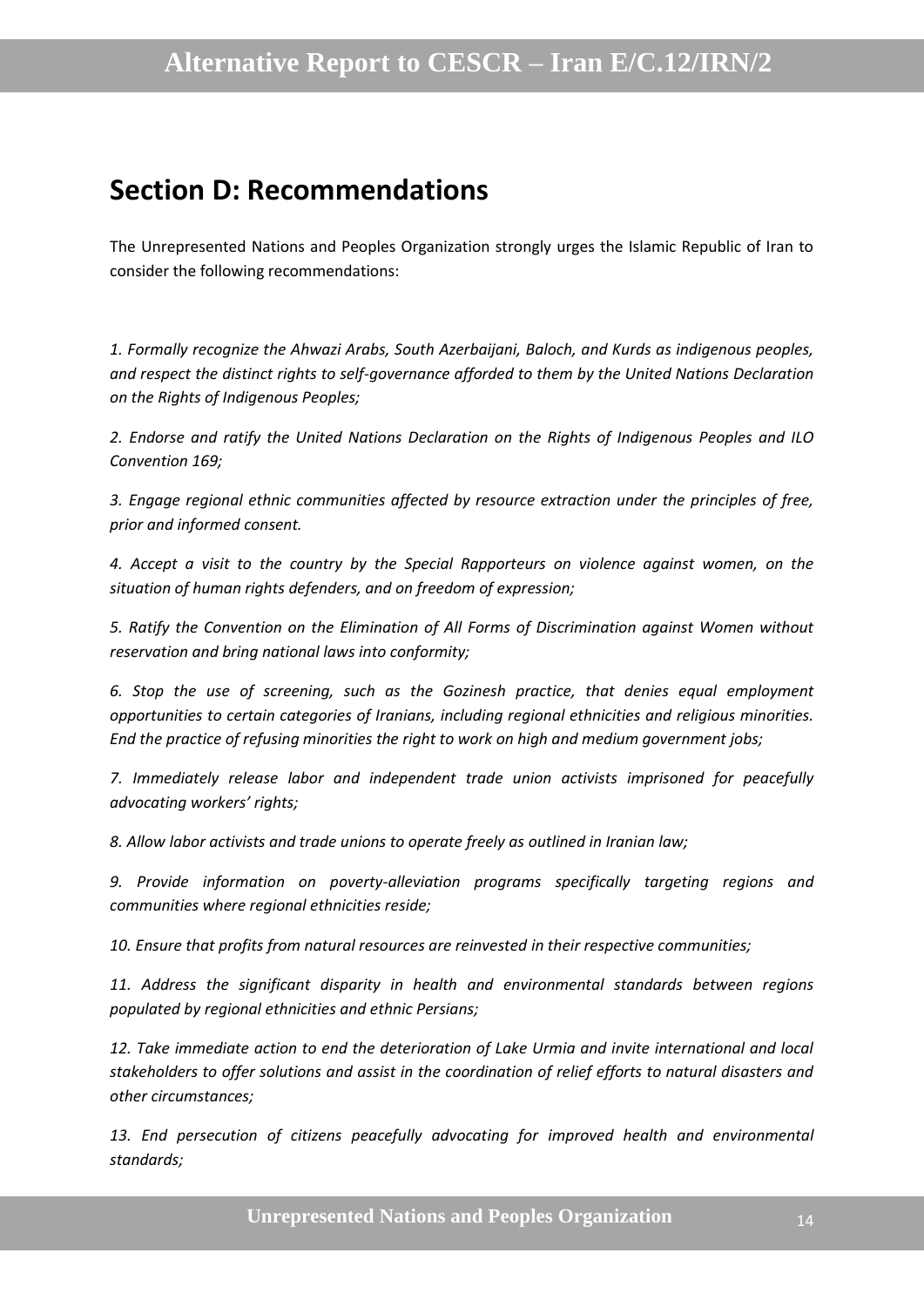## Section D: Recommendations

The Unrepresented Nations and Peoples Organization strongly urges the Islamic Republic of Iran to consider the following recommendations:

*1. Formally recognize the Ahwazi Arabs, South Azerbaijani, Baloch, and Kurds as indigenous peoples, and respect the distinct rights to self-governance afforded to them by the United Nations Declaration on the Rights of Indigenous Peoples;*

*2. Endorse and ratify the United Nations Declaration on the Rights of Indigenous Peoples and ILO Convention 169;*

*3. Engage regional ethnic communities affected by resource extraction under the principles of free, prior and informed consent.*

*4. Accept a visit to the country by the Special Rapporteurs on violence against women, on the situation of human rights defenders, and on freedom of expression;*

*5. Ratify the Convention on the Elimination of All Forms of Discrimination against Women without reservation and bring national laws into conformity;*

*6. Stop the use of screening, such as the Gozinesh practice, that denies equal employment opportunities to certain categories of Iranians, including regional ethnicities and religious minorities. End the practice of refusing minorities the right to work on high and medium government jobs;*

*7. Immediately release labor and independent trade union activists imprisoned for peacefully advocating workers' rights;*

*8. Allow labor activists and trade unions to operate freely as outlined in Iranian law;*

*9. Provide information on poverty-alleviation programs specifically targeting regions and communities where regional ethnicities reside;*

*10. Ensure that profits from natural resources are reinvested in their respective communities;*

*11. Address the significant disparity in health and environmental standards between regions populated by regional ethnicities and ethnic Persians;*

*12. Take immediate action to end the deterioration of Lake Urmia and invite international and local stakeholders to offer solutions and assist in the coordination of relief efforts to natural disasters and other circumstances;*

*13. End persecution of citizens peacefully advocating for improved health and environmental standards;*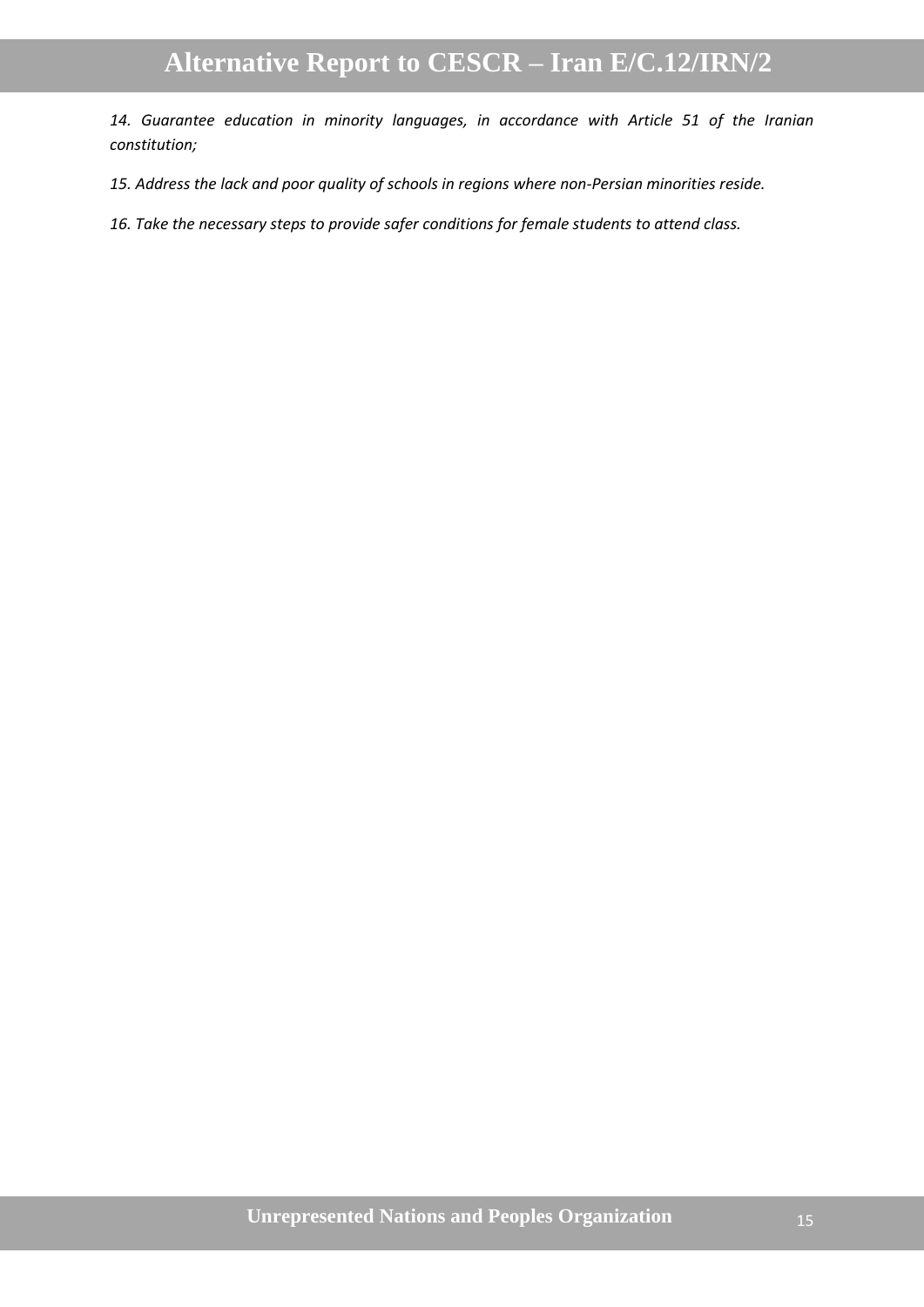*14. Guarantee education in minority languages, in accordance with Article 51 of the Iranian constitution;*

*15. Address the lack and poor quality of schools in regions where non-Persian minorities reside.*

*16. Take the necessary steps to provide safer conditions for female students to attend class.*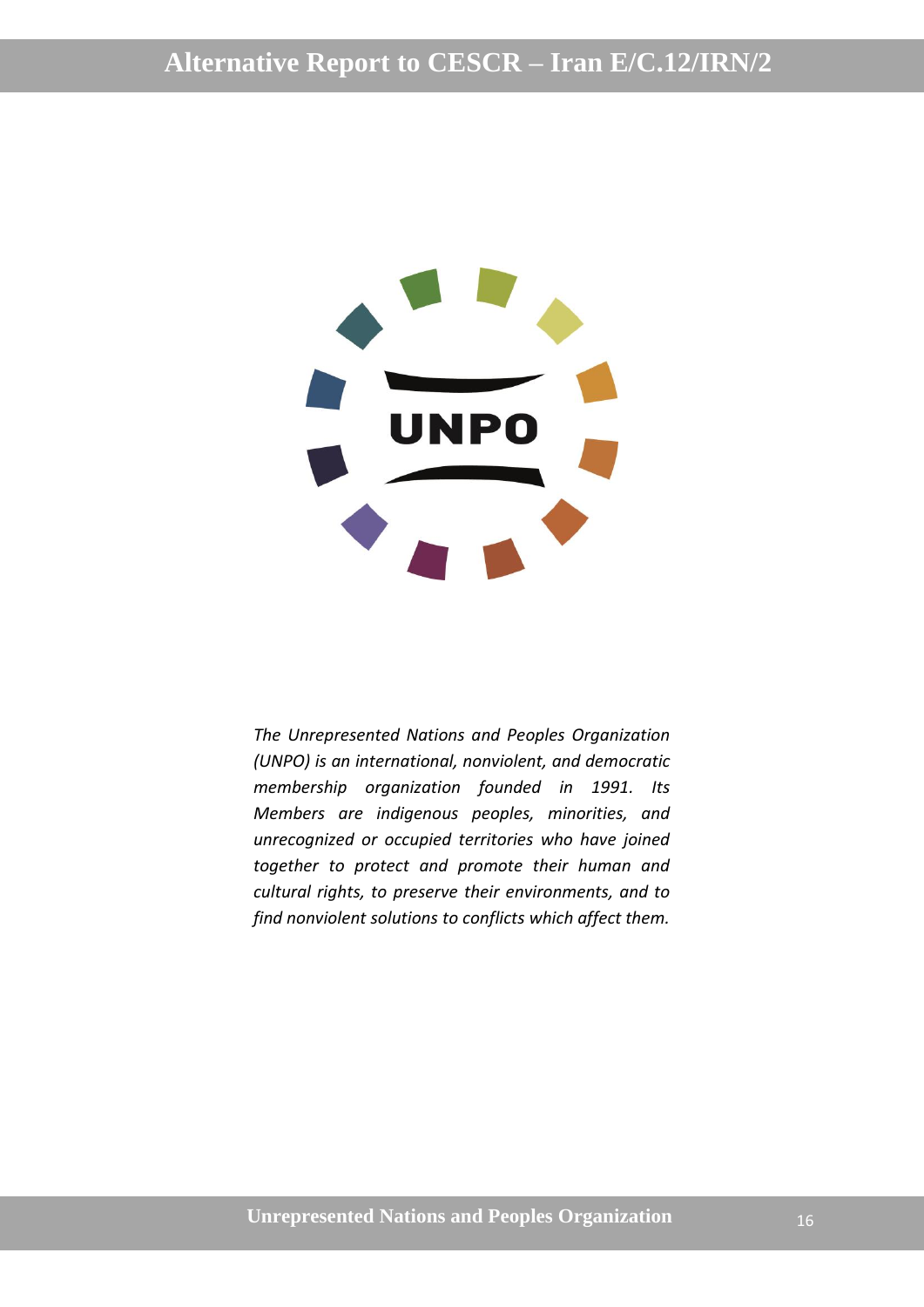UNPO

*The Unrepresented Nations and Peoples Organization (UNPO) is an international, nonviolent, and democratic membership organization founded in 1991. Its Members are indigenous peoples, minorities, and unrecognized or occupied territories who have joined together to protect and promote their human and cultural rights, to preserve their environments, and to find nonviolent solutions to conflicts which affect them.*